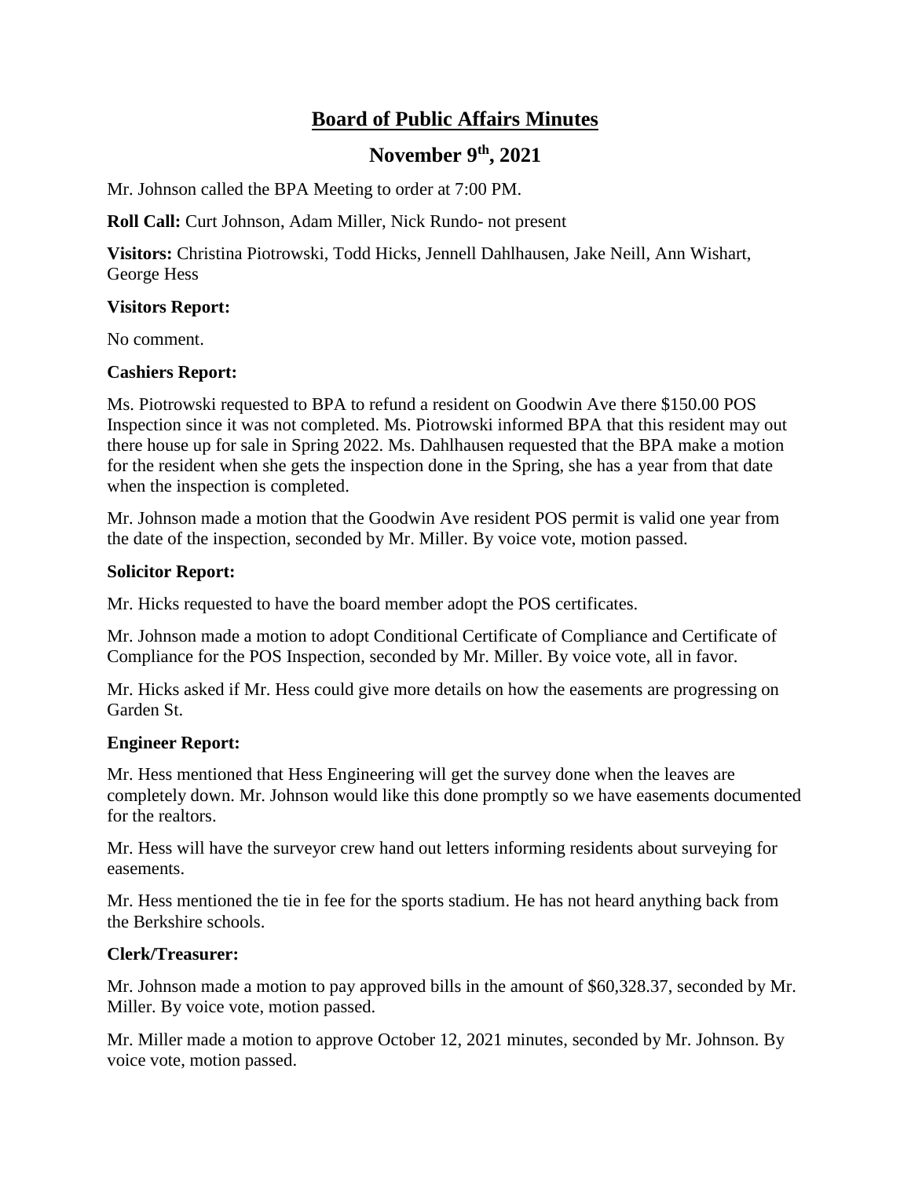# Board of Public Affairs Minutes

## November 9th, 2021

Mr. Johnson called the BPA Meeting to order at 7:00 PM.

**Roll Call:** Curt Johnson, Adam Miller, Nick Rundo- not present

**Visitors:** Christina Piotrowski, Todd Hicks, Jennell Dahlhausen, Jake Neill, Ann Wishart, George Hess

**Visitors Report:**

No comment.

**Cashiers Report:**

Ms. Piotrowski requested to BPA to refund a resident on Goodwin Ave there $150.00 POS Inspection since it was not completed. Ms. Piotrowski informed BPA that this resident may out there house up for sale in Spring 2022. Ms. Dahlhausen requested that the BPA make a motion for the resident when she gets the inspection done in the Spring, she has a year from that date when the inspection is completed.

Mr. Johnson made a motion that the Goodwin Ave resident POS permit is valid one year from the date of the inspection, seconded by Mr. Miller. By voice vote, motion passed.

**Solicitor Report:**

Mr. Hicks requested to have the board member adopt the POS certificates.

Mr. Johnson made a motion to adopt Conditional Certificate of Compliance and Certificate of Compliance for the POS Inspection, seconded by Mr. Miller. By voice vote, all in favor.

Mr. Hicks asked if Mr. Hess could give more details on how the easements are progressing on Garden St.

**Engineer Report:**

Mr. Hess mentioned that Hess Engineering will get the survey done when the leaves are completely down. Mr. Johnson would like this done promptly so we have easements documented for the realtors.

Mr. Hess will have the surveyor crew hand out letters informing residents about surveying for easements.

Mr. Hess mentioned the tie in fee for the sports stadium. He has not heard anything back from the Berkshire schools.

**Clerk/Treasurer:**

Mr. Johnson made a motion to pay approved bills in the amount of $60,328.37, seconded by Mr. Miller. By voice vote, motion passed.

Mr. Miller made a motion to approve October 12, 2021 minutes, seconded by Mr. Johnson. By voice vote, motion passed.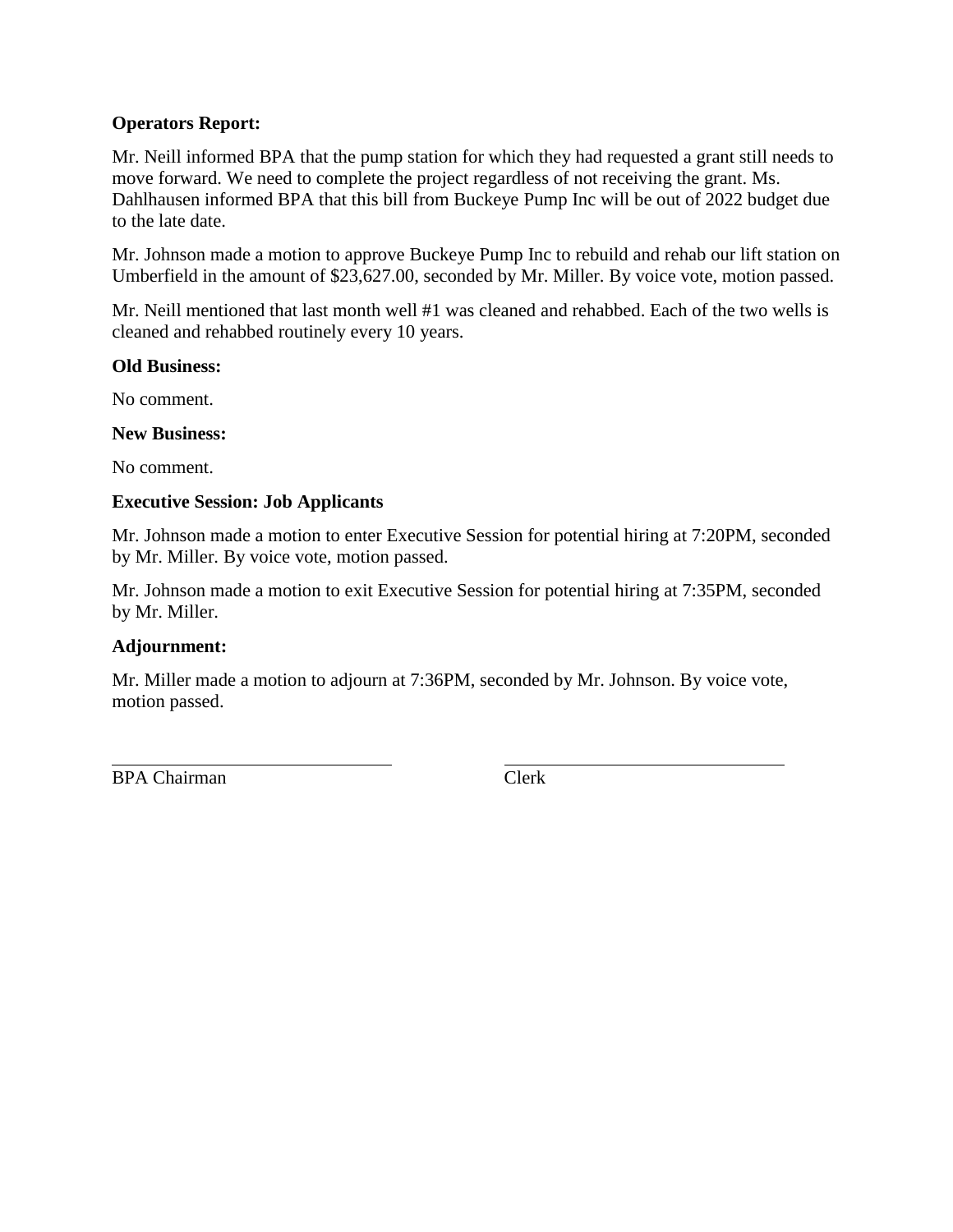**Operators Report:**

Mr. Neill informed BPA that the pump station for which they had requested a grant still needs to move forward. We need to complete the project regardless of not receiving the grant. Ms. Dahlhausen informed BPA that this bill from Buckeye Pump Inc will be out of 2022 budget due to the late date.

Mr. Johnson made a motion to approve Buckeye Pump Inc to rebuild and rehab our lift station on Umberfield in the amount of $23,627.00, seconded by Mr. Miller. By voice vote, motion passed.

Mr. Neill mentioned that last month well #1 was cleaned and rehabbed. Each of the two wells is cleaned and rehabbed routinely every 10 years.

**Old Business:**

No comment.

**New Business:**

No comment.

**Executive Session: Job Applicants**

Mr. Johnson made a motion to enter Executive Session for potential hiring at 7:20PM, seconded by Mr. Miller. By voice vote, motion passed.

Mr. Johnson made a motion to exit Executive Session for potential hiring at 7:35PM, seconded by Mr. Miller.

**Adjournment:**

Mr. Miller made a motion to adjourn at 7:36PM, seconded by Mr. Johnson. By voice vote, motion passed.

\_\_\_\_\_\_\_\_\_\_\_\_\_\_\_\_\_\_\_\_\_\_\_\_\_\_\_\_\_\_ \_\_\_\_\_\_\_\_\_\_\_\_\_\_\_\_\_\_\_\_\_\_\_\_\_\_\_\_\_\_

BPA Chairman Clerk